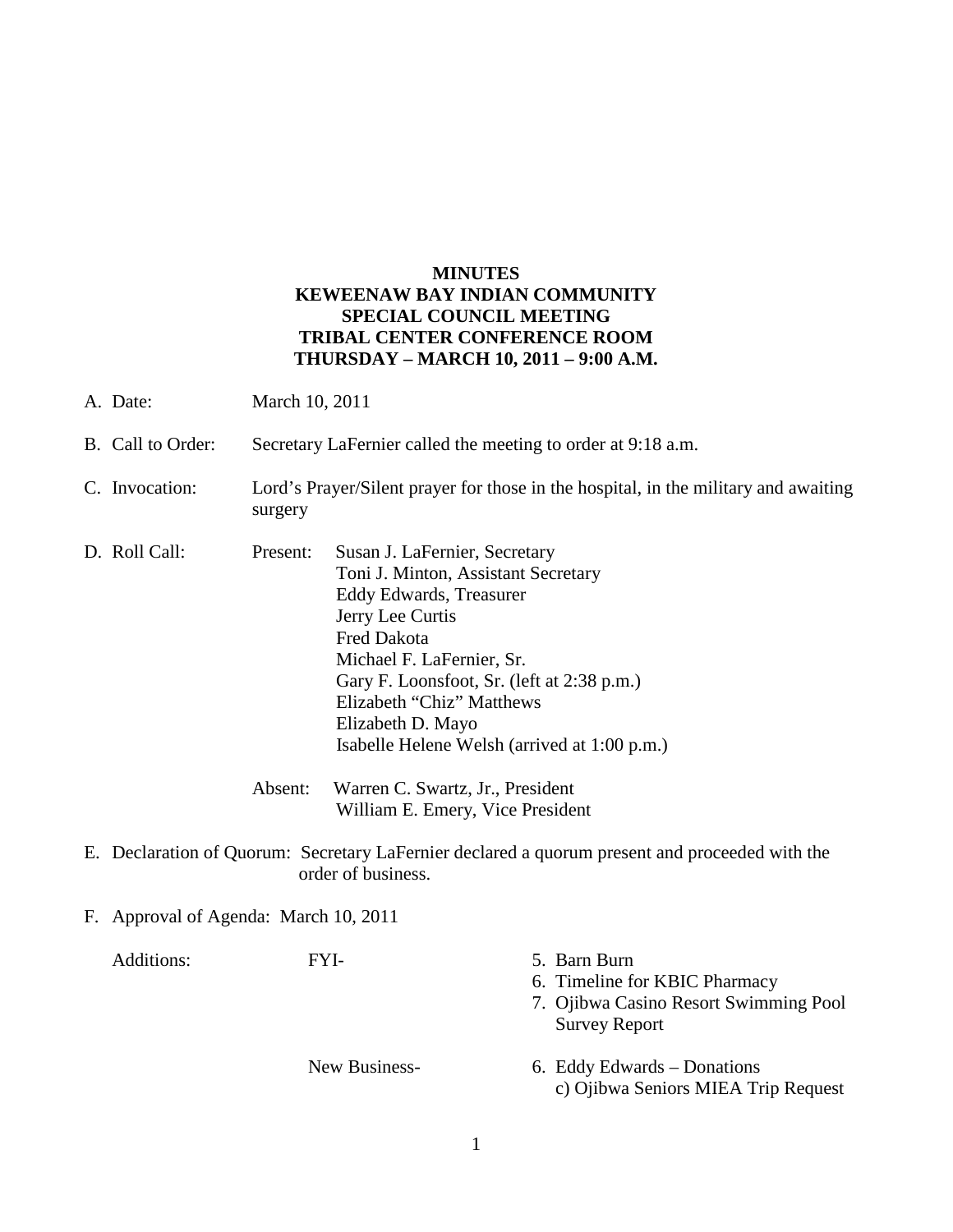# MINUTES
# KEWEENAW BAY INDIAN COMMUNITY
# SPECIAL COUNCIL MEETING
# TRIBAL CENTER CONFERENCE ROOM
# THURSDAY – MARCH 10, 2011 – 9:00 A.M.

A. Date: March 10, 2011

B. Call to Order: Secretary LaFernier called the meeting to order at 9:18 a.m.

C. Invocation: Lord's Prayer/Silent prayer for those in the hospital, in the military and awaiting surgery

D. Roll Call:

Present:
- Susan J. LaFernier, Secretary
- Toni J. Minton, Assistant Secretary
- Eddy Edwards, Treasurer
- Jerry Lee Curtis
- Fred Dakota
- Michael F. LaFernier, Sr.
- Gary F. Loonsfoot, Sr. (left at 2:38 p.m.)
- Elizabeth "Chiz" Matthews
- Elizabeth D. Mayo
- Isabelle Helene Welsh (arrived at 1:00 p.m.)

Absent:
- Warren C. Swartz, Jr., President
- William E. Emery, Vice President

E. Declaration of Quorum: Secretary LaFernier declared a quorum present and proceeded with the order of business.

F. Approval of Agenda: March 10, 2011

Additions:

FYI-
5. Barn Burn
6. Timeline for KBIC Pharmacy
7. Ojibwa Casino Resort Swimming Pool Survey Report

New Business-
6. Eddy Edwards – Donations
   c) Ojibwa Seniors MIEA Trip Request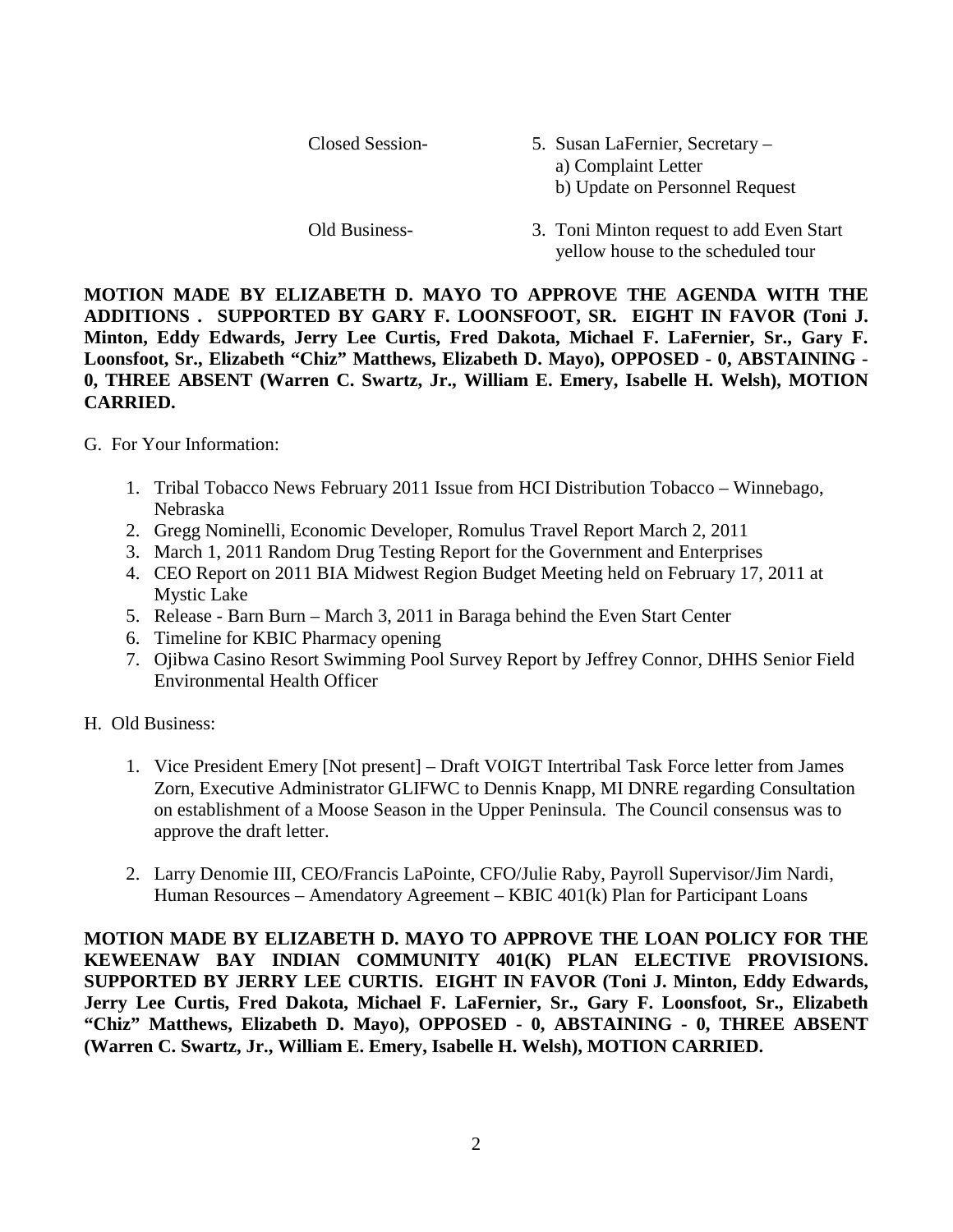Closed Session- 5. Susan LaFernier, Secretary –
a) Complaint Letter
b) Update on Personnel Request

Old Business- 3. Toni Minton request to add Even Start yellow house to the scheduled tour

**MOTION MADE BY ELIZABETH D. MAYO TO APPROVE THE AGENDA WITH THE ADDITIONS . SUPPORTED BY GARY F. LOONSFOOT, SR. EIGHT IN FAVOR (Toni J. Minton, Eddy Edwards, Jerry Lee Curtis, Fred Dakota, Michael F. LaFernier, Sr., Gary F. Loonsfoot, Sr., Elizabeth "Chiz" Matthews, Elizabeth D. Mayo), OPPOSED - 0, ABSTAINING - 0, THREE ABSENT (Warren C. Swartz, Jr., William E. Emery, Isabelle H. Welsh), MOTION CARRIED.**

G. For Your Information:

1. Tribal Tobacco News February 2011 Issue from HCI Distribution Tobacco – Winnebago, Nebraska
2. Gregg Nominelli, Economic Developer, Romulus Travel Report March 2, 2011
3. March 1, 2011 Random Drug Testing Report for the Government and Enterprises
4. CEO Report on 2011 BIA Midwest Region Budget Meeting held on February 17, 2011 at Mystic Lake
5. Release - Barn Burn – March 3, 2011 in Baraga behind the Even Start Center
6. Timeline for KBIC Pharmacy opening
7. Ojibwa Casino Resort Swimming Pool Survey Report by Jeffrey Connor, DHHS Senior Field Environmental Health Officer

H. Old Business:

1. Vice President Emery [Not present] – Draft VOIGT Intertribal Task Force letter from James Zorn, Executive Administrator GLIFWC to Dennis Knapp, MI DNRE regarding Consultation on establishment of a Moose Season in the Upper Peninsula. The Council consensus was to approve the draft letter.

2. Larry Denomie III, CEO/Francis LaPointe, CFO/Julie Raby, Payroll Supervisor/Jim Nardi, Human Resources – Amendatory Agreement – KBIC 401(k) Plan for Participant Loans

**MOTION MADE BY ELIZABETH D. MAYO TO APPROVE THE LOAN POLICY FOR THE KEWEENAW BAY INDIAN COMMUNITY 401(K) PLAN ELECTIVE PROVISIONS. SUPPORTED BY JERRY LEE CURTIS. EIGHT IN FAVOR (Toni J. Minton, Eddy Edwards, Jerry Lee Curtis, Fred Dakota, Michael F. LaFernier, Sr., Gary F. Loonsfoot, Sr., Elizabeth "Chiz" Matthews, Elizabeth D. Mayo), OPPOSED - 0, ABSTAINING - 0, THREE ABSENT (Warren C. Swartz, Jr., William E. Emery, Isabelle H. Welsh), MOTION CARRIED.**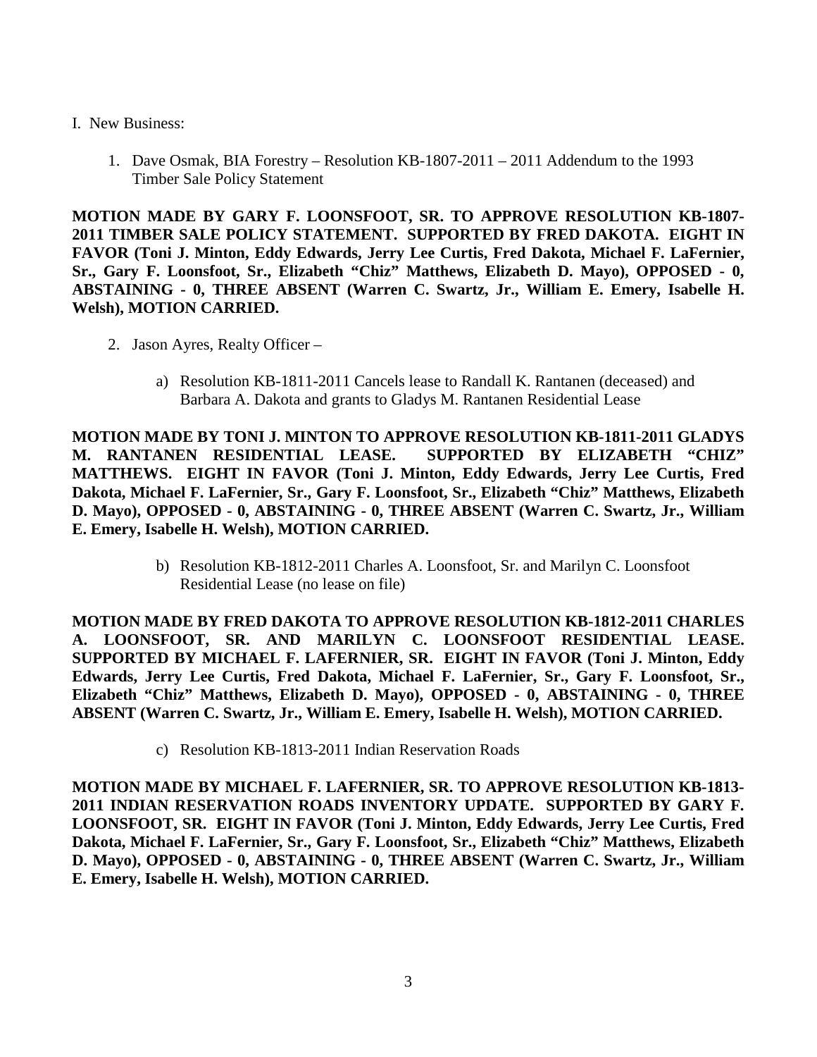I. New Business:

1. Dave Osmak, BIA Forestry – Resolution KB-1807-2011 – 2011 Addendum to the 1993 Timber Sale Policy Statement

**MOTION MADE BY GARY F. LOONSFOOT, SR. TO APPROVE RESOLUTION KB-1807-2011 TIMBER SALE POLICY STATEMENT. SUPPORTED BY FRED DAKOTA. EIGHT IN FAVOR (Toni J. Minton, Eddy Edwards, Jerry Lee Curtis, Fred Dakota, Michael F. LaFernier, Sr., Gary F. Loonsfoot, Sr., Elizabeth "Chiz" Matthews, Elizabeth D. Mayo), OPPOSED - 0, ABSTAINING - 0, THREE ABSENT (Warren C. Swartz, Jr., William E. Emery, Isabelle H. Welsh), MOTION CARRIED.**

2. Jason Ayres, Realty Officer –

   a) Resolution KB-1811-2011 Cancels lease to Randall K. Rantanen (deceased) and Barbara A. Dakota and grants to Gladys M. Rantanen Residential Lease

**MOTION MADE BY TONI J. MINTON TO APPROVE RESOLUTION KB-1811-2011 GLADYS M. RANTANEN RESIDENTIAL LEASE. SUPPORTED BY ELIZABETH "CHIZ" MATTHEWS. EIGHT IN FAVOR (Toni J. Minton, Eddy Edwards, Jerry Lee Curtis, Fred Dakota, Michael F. LaFernier, Sr., Gary F. Loonsfoot, Sr., Elizabeth "Chiz" Matthews, Elizabeth D. Mayo), OPPOSED - 0, ABSTAINING - 0, THREE ABSENT (Warren C. Swartz, Jr., William E. Emery, Isabelle H. Welsh), MOTION CARRIED.**

   b) Resolution KB-1812-2011 Charles A. Loonsfoot, Sr. and Marilyn C. Loonsfoot Residential Lease (no lease on file)

**MOTION MADE BY FRED DAKOTA TO APPROVE RESOLUTION KB-1812-2011 CHARLES A. LOONSFOOT, SR. AND MARILYN C. LOONSFOOT RESIDENTIAL LEASE. SUPPORTED BY MICHAEL F. LAFERNIER, SR. EIGHT IN FAVOR (Toni J. Minton, Eddy Edwards, Jerry Lee Curtis, Fred Dakota, Michael F. LaFernier, Sr., Gary F. Loonsfoot, Sr., Elizabeth "Chiz" Matthews, Elizabeth D. Mayo), OPPOSED - 0, ABSTAINING - 0, THREE ABSENT (Warren C. Swartz, Jr., William E. Emery, Isabelle H. Welsh), MOTION CARRIED.**

   c) Resolution KB-1813-2011 Indian Reservation Roads

**MOTION MADE BY MICHAEL F. LAFERNIER, SR. TO APPROVE RESOLUTION KB-1813-2011 INDIAN RESERVATION ROADS INVENTORY UPDATE. SUPPORTED BY GARY F. LOONSFOOT, SR. EIGHT IN FAVOR (Toni J. Minton, Eddy Edwards, Jerry Lee Curtis, Fred Dakota, Michael F. LaFernier, Sr., Gary F. Loonsfoot, Sr., Elizabeth "Chiz" Matthews, Elizabeth D. Mayo), OPPOSED - 0, ABSTAINING - 0, THREE ABSENT (Warren C. Swartz, Jr., William E. Emery, Isabelle H. Welsh), MOTION CARRIED.**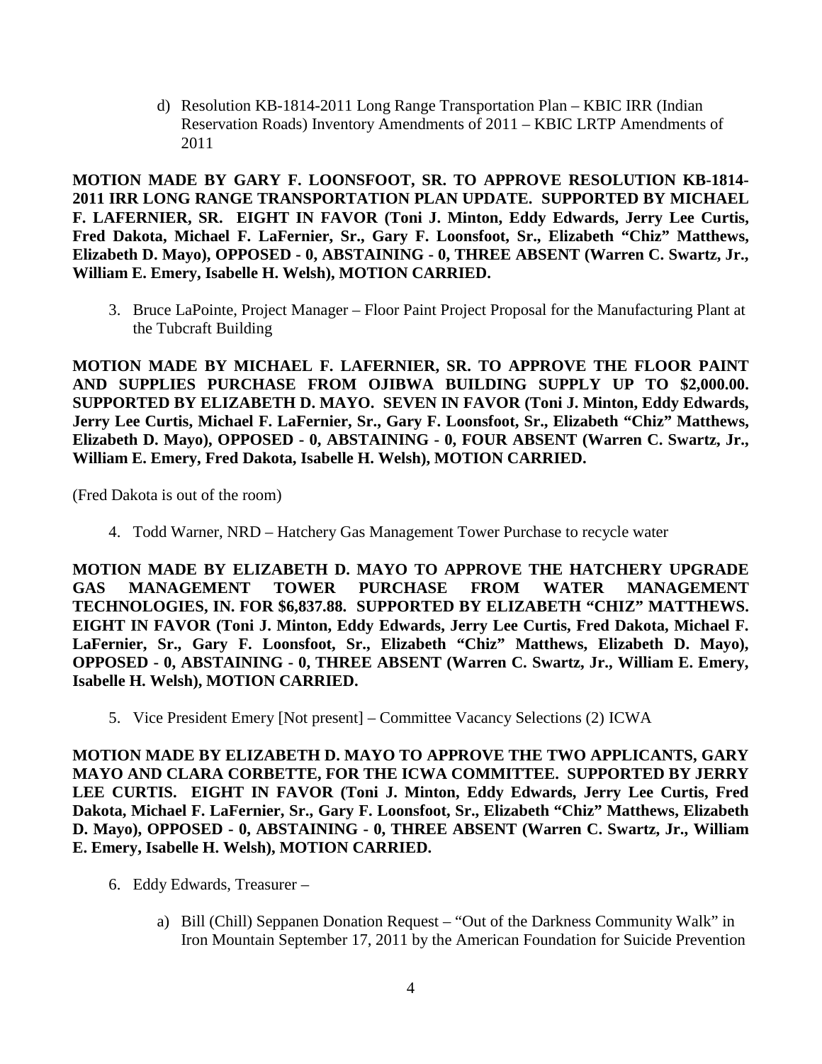d) Resolution KB-1814-2011 Long Range Transportation Plan – KBIC IRR (Indian Reservation Roads) Inventory Amendments of 2011 – KBIC LRTP Amendments of 2011

**MOTION MADE BY GARY F. LOONSFOOT, SR. TO APPROVE RESOLUTION KB-1814-2011 IRR LONG RANGE TRANSPORTATION PLAN UPDATE. SUPPORTED BY MICHAEL F. LAFERNIER, SR. EIGHT IN FAVOR (Toni J. Minton, Eddy Edwards, Jerry Lee Curtis, Fred Dakota, Michael F. LaFernier, Sr., Gary F. Loonsfoot, Sr., Elizabeth "Chiz" Matthews, Elizabeth D. Mayo), OPPOSED - 0, ABSTAINING - 0, THREE ABSENT (Warren C. Swartz, Jr., William E. Emery, Isabelle H. Welsh), MOTION CARRIED.**

3. Bruce LaPointe, Project Manager – Floor Paint Project Proposal for the Manufacturing Plant at the Tubcraft Building

**MOTION MADE BY MICHAEL F. LAFERNIER, SR. TO APPROVE THE FLOOR PAINT AND SUPPLIES PURCHASE FROM OJIBWA BUILDING SUPPLY UP TO $2,000.00. SUPPORTED BY ELIZABETH D. MAYO. SEVEN IN FAVOR (Toni J. Minton, Eddy Edwards, Jerry Lee Curtis, Michael F. LaFernier, Sr., Gary F. Loonsfoot, Sr., Elizabeth "Chiz" Matthews, Elizabeth D. Mayo), OPPOSED - 0, ABSTAINING - 0, FOUR ABSENT (Warren C. Swartz, Jr., William E. Emery, Fred Dakota, Isabelle H. Welsh), MOTION CARRIED.**

(Fred Dakota is out of the room)

4. Todd Warner, NRD – Hatchery Gas Management Tower Purchase to recycle water

**MOTION MADE BY ELIZABETH D. MAYO TO APPROVE THE HATCHERY UPGRADE GAS MANAGEMENT TOWER PURCHASE FROM WATER MANAGEMENT TECHNOLOGIES, IN. FOR $6,837.88. SUPPORTED BY ELIZABETH "CHIZ" MATTHEWS. EIGHT IN FAVOR (Toni J. Minton, Eddy Edwards, Jerry Lee Curtis, Fred Dakota, Michael F. LaFernier, Sr., Gary F. Loonsfoot, Sr., Elizabeth "Chiz" Matthews, Elizabeth D. Mayo), OPPOSED - 0, ABSTAINING - 0, THREE ABSENT (Warren C. Swartz, Jr., William E. Emery, Isabelle H. Welsh), MOTION CARRIED.**

5. Vice President Emery [Not present] – Committee Vacancy Selections (2) ICWA

**MOTION MADE BY ELIZABETH D. MAYO TO APPROVE THE TWO APPLICANTS, GARY MAYO AND CLARA CORBETTE, FOR THE ICWA COMMITTEE. SUPPORTED BY JERRY LEE CURTIS. EIGHT IN FAVOR (Toni J. Minton, Eddy Edwards, Jerry Lee Curtis, Fred Dakota, Michael F. LaFernier, Sr., Gary F. Loonsfoot, Sr., Elizabeth "Chiz" Matthews, Elizabeth D. Mayo), OPPOSED - 0, ABSTAINING - 0, THREE ABSENT (Warren C. Swartz, Jr., William E. Emery, Isabelle H. Welsh), MOTION CARRIED.**

6. Eddy Edwards, Treasurer –

   a) Bill (Chill) Seppanen Donation Request – "Out of the Darkness Community Walk" in Iron Mountain September 17, 2011 by the American Foundation for Suicide Prevention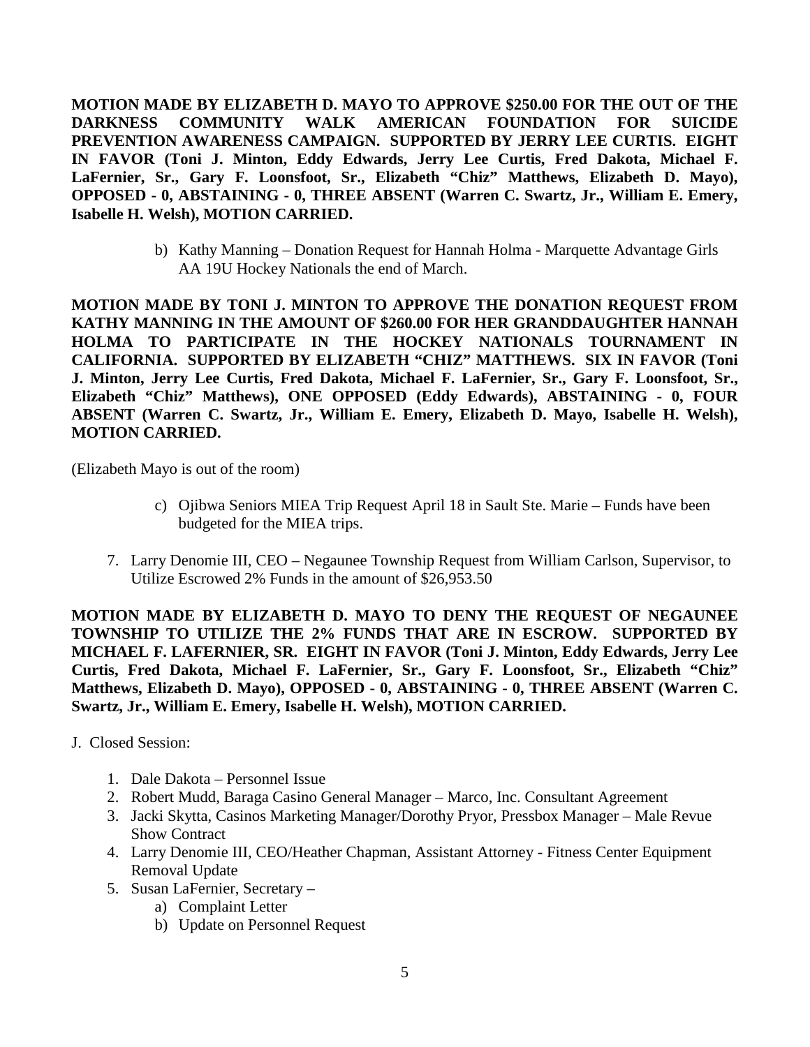**MOTION MADE BY ELIZABETH D. MAYO TO APPROVE $250.00 FOR THE OUT OF THE DARKNESS COMMUNITY WALK AMERICAN FOUNDATION FOR SUICIDE PREVENTION AWARENESS CAMPAIGN. SUPPORTED BY JERRY LEE CURTIS. EIGHT IN FAVOR (Toni J. Minton, Eddy Edwards, Jerry Lee Curtis, Fred Dakota, Michael F. LaFernier, Sr., Gary F. Loonsfoot, Sr., Elizabeth "Chiz" Matthews, Elizabeth D. Mayo), OPPOSED - 0, ABSTAINING - 0, THREE ABSENT (Warren C. Swartz, Jr., William E. Emery, Isabelle H. Welsh), MOTION CARRIED.**

b) Kathy Manning – Donation Request for Hannah Holma - Marquette Advantage Girls AA 19U Hockey Nationals the end of March.

**MOTION MADE BY TONI J. MINTON TO APPROVE THE DONATION REQUEST FROM KATHY MANNING IN THE AMOUNT OF $260.00 FOR HER GRANDDAUGHTER HANNAH HOLMA TO PARTICIPATE IN THE HOCKEY NATIONALS TOURNAMENT IN CALIFORNIA. SUPPORTED BY ELIZABETH "CHIZ" MATTHEWS. SIX IN FAVOR (Toni J. Minton, Jerry Lee Curtis, Fred Dakota, Michael F. LaFernier, Sr., Gary F. Loonsfoot, Sr., Elizabeth "Chiz" Matthews), ONE OPPOSED (Eddy Edwards), ABSTAINING - 0, FOUR ABSENT (Warren C. Swartz, Jr., William E. Emery, Elizabeth D. Mayo, Isabelle H. Welsh), MOTION CARRIED.**

(Elizabeth Mayo is out of the room)

c) Ojibwa Seniors MIEA Trip Request April 18 in Sault Ste. Marie – Funds have been budgeted for the MIEA trips.

7. Larry Denomie III, CEO – Negaunee Township Request from William Carlson, Supervisor, to Utilize Escrowed 2% Funds in the amount of $26,953.50

**MOTION MADE BY ELIZABETH D. MAYO TO DENY THE REQUEST OF NEGAUNEE TOWNSHIP TO UTILIZE THE 2% FUNDS THAT ARE IN ESCROW. SUPPORTED BY MICHAEL F. LAFERNIER, SR. EIGHT IN FAVOR (Toni J. Minton, Eddy Edwards, Jerry Lee Curtis, Fred Dakota, Michael F. LaFernier, Sr., Gary F. Loonsfoot, Sr., Elizabeth "Chiz" Matthews, Elizabeth D. Mayo), OPPOSED - 0, ABSTAINING - 0, THREE ABSENT (Warren C. Swartz, Jr., William E. Emery, Isabelle H. Welsh), MOTION CARRIED.**

J. Closed Session:

1. Dale Dakota – Personnel Issue
2. Robert Mudd, Baraga Casino General Manager – Marco, Inc. Consultant Agreement
3. Jacki Skytta, Casinos Marketing Manager/Dorothy Pryor, Pressbox Manager – Male Revue Show Contract
4. Larry Denomie III, CEO/Heather Chapman, Assistant Attorney - Fitness Center Equipment Removal Update
5. Susan LaFernier, Secretary –
   a) Complaint Letter
   b) Update on Personnel Request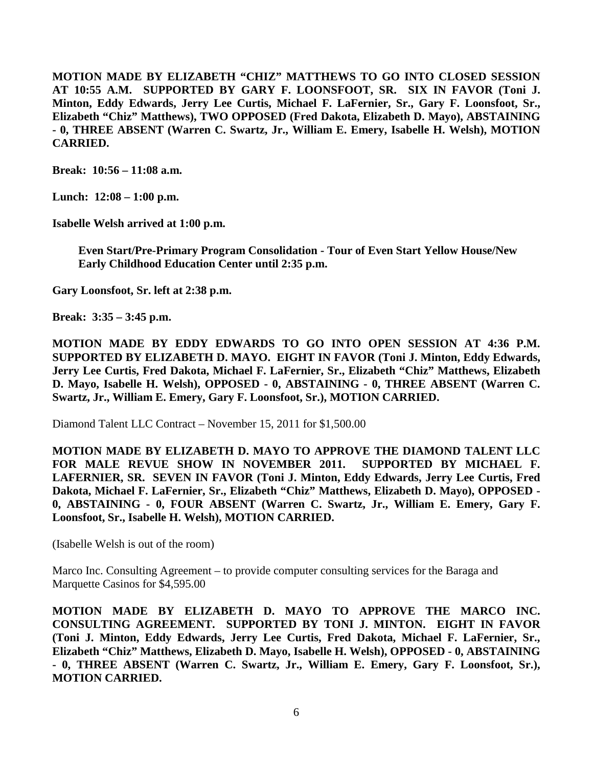**MOTION MADE BY ELIZABETH "CHIZ" MATTHEWS TO GO INTO CLOSED SESSION AT 10:55 A.M. SUPPORTED BY GARY F. LOONSFOOT, SR. SIX IN FAVOR (Toni J. Minton, Eddy Edwards, Jerry Lee Curtis, Michael F. LaFernier, Sr., Gary F. Loonsfoot, Sr., Elizabeth "Chiz" Matthews), TWO OPPOSED (Fred Dakota, Elizabeth D. Mayo), ABSTAINING - 0, THREE ABSENT (Warren C. Swartz, Jr., William E. Emery, Isabelle H. Welsh), MOTION CARRIED.**

**Break: 10:56 – 11:08 a.m.**

**Lunch: 12:08 – 1:00 p.m.**

**Isabelle Welsh arrived at 1:00 p.m.**

> **Even Start/Pre-Primary Program Consolidation - Tour of Even Start Yellow House/New Early Childhood Education Center until 2:35 p.m.**

**Gary Loonsfoot, Sr. left at 2:38 p.m.**

**Break: 3:35 – 3:45 p.m.**

**MOTION MADE BY EDDY EDWARDS TO GO INTO OPEN SESSION AT 4:36 P.M. SUPPORTED BY ELIZABETH D. MAYO. EIGHT IN FAVOR (Toni J. Minton, Eddy Edwards, Jerry Lee Curtis, Fred Dakota, Michael F. LaFernier, Sr., Elizabeth "Chiz" Matthews, Elizabeth D. Mayo, Isabelle H. Welsh), OPPOSED - 0, ABSTAINING - 0, THREE ABSENT (Warren C. Swartz, Jr., William E. Emery, Gary F. Loonsfoot, Sr.), MOTION CARRIED.**

Diamond Talent LLC Contract – November 15, 2011 for $1,500.00

**MOTION MADE BY ELIZABETH D. MAYO TO APPROVE THE DIAMOND TALENT LLC FOR MALE REVUE SHOW IN NOVEMBER 2011. SUPPORTED BY MICHAEL F. LAFERNIER, SR. SEVEN IN FAVOR (Toni J. Minton, Eddy Edwards, Jerry Lee Curtis, Fred Dakota, Michael F. LaFernier, Sr., Elizabeth "Chiz" Matthews, Elizabeth D. Mayo), OPPOSED - 0, ABSTAINING - 0, FOUR ABSENT (Warren C. Swartz, Jr., William E. Emery, Gary F. Loonsfoot, Sr., Isabelle H. Welsh), MOTION CARRIED.**

(Isabelle Welsh is out of the room)

Marco Inc. Consulting Agreement – to provide computer consulting services for the Baraga and Marquette Casinos for $4,595.00

**MOTION MADE BY ELIZABETH D. MAYO TO APPROVE THE MARCO INC. CONSULTING AGREEMENT. SUPPORTED BY TONI J. MINTON. EIGHT IN FAVOR (Toni J. Minton, Eddy Edwards, Jerry Lee Curtis, Fred Dakota, Michael F. LaFernier, Sr., Elizabeth "Chiz" Matthews, Elizabeth D. Mayo, Isabelle H. Welsh), OPPOSED - 0, ABSTAINING - 0, THREE ABSENT (Warren C. Swartz, Jr., William E. Emery, Gary F. Loonsfoot, Sr.), MOTION CARRIED.**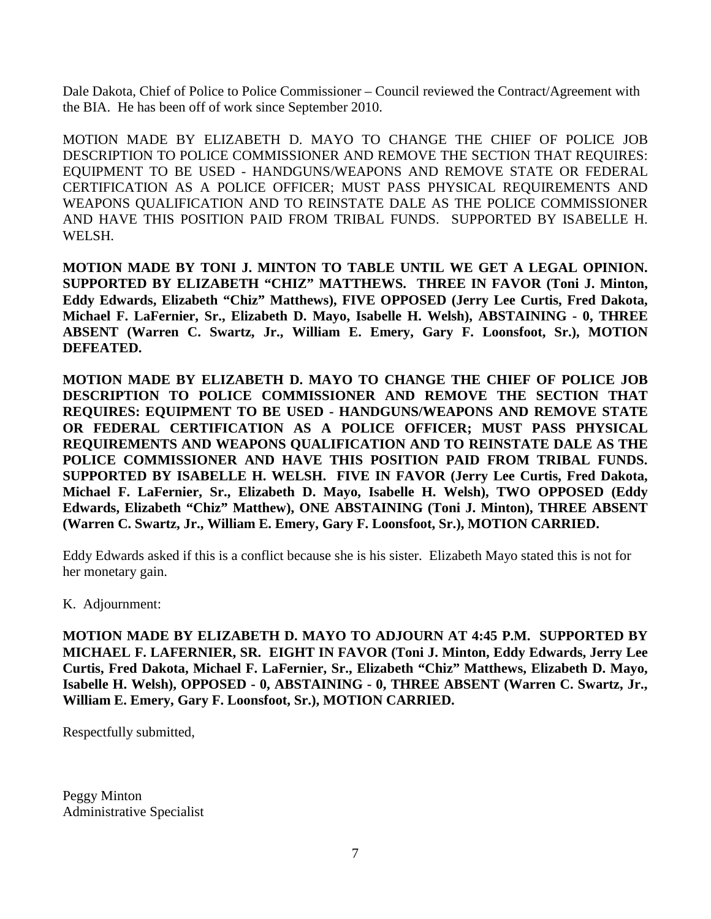Dale Dakota, Chief of Police to Police Commissioner – Council reviewed the Contract/Agreement with the BIA. He has been off of work since September 2010.

MOTION MADE BY ELIZABETH D. MAYO TO CHANGE THE CHIEF OF POLICE JOB DESCRIPTION TO POLICE COMMISSIONER AND REMOVE THE SECTION THAT REQUIRES: EQUIPMENT TO BE USED - HANDGUNS/WEAPONS AND REMOVE STATE OR FEDERAL CERTIFICATION AS A POLICE OFFICER; MUST PASS PHYSICAL REQUIREMENTS AND WEAPONS QUALIFICATION AND TO REINSTATE DALE AS THE POLICE COMMISSIONER AND HAVE THIS POSITION PAID FROM TRIBAL FUNDS. SUPPORTED BY ISABELLE H. WELSH.

**MOTION MADE BY TONI J. MINTON TO TABLE UNTIL WE GET A LEGAL OPINION. SUPPORTED BY ELIZABETH "CHIZ" MATTHEWS. THREE IN FAVOR (Toni J. Minton, Eddy Edwards, Elizabeth "Chiz" Matthews), FIVE OPPOSED (Jerry Lee Curtis, Fred Dakota, Michael F. LaFernier, Sr., Elizabeth D. Mayo, Isabelle H. Welsh), ABSTAINING - 0, THREE ABSENT (Warren C. Swartz, Jr., William E. Emery, Gary F. Loonsfoot, Sr.), MOTION DEFEATED.**

**MOTION MADE BY ELIZABETH D. MAYO TO CHANGE THE CHIEF OF POLICE JOB DESCRIPTION TO POLICE COMMISSIONER AND REMOVE THE SECTION THAT REQUIRES: EQUIPMENT TO BE USED - HANDGUNS/WEAPONS AND REMOVE STATE OR FEDERAL CERTIFICATION AS A POLICE OFFICER; MUST PASS PHYSICAL REQUIREMENTS AND WEAPONS QUALIFICATION AND TO REINSTATE DALE AS THE POLICE COMMISSIONER AND HAVE THIS POSITION PAID FROM TRIBAL FUNDS. SUPPORTED BY ISABELLE H. WELSH. FIVE IN FAVOR (Jerry Lee Curtis, Fred Dakota, Michael F. LaFernier, Sr., Elizabeth D. Mayo, Isabelle H. Welsh), TWO OPPOSED (Eddy Edwards, Elizabeth "Chiz" Matthew), ONE ABSTAINING (Toni J. Minton), THREE ABSENT (Warren C. Swartz, Jr., William E. Emery, Gary F. Loonsfoot, Sr.), MOTION CARRIED.**

Eddy Edwards asked if this is a conflict because she is his sister. Elizabeth Mayo stated this is not for her monetary gain.

K. Adjournment:

**MOTION MADE BY ELIZABETH D. MAYO TO ADJOURN AT 4:45 P.M. SUPPORTED BY MICHAEL F. LAFERNIER, SR. EIGHT IN FAVOR (Toni J. Minton, Eddy Edwards, Jerry Lee Curtis, Fred Dakota, Michael F. LaFernier, Sr., Elizabeth "Chiz" Matthews, Elizabeth D. Mayo, Isabelle H. Welsh), OPPOSED - 0, ABSTAINING - 0, THREE ABSENT (Warren C. Swartz, Jr., William E. Emery, Gary F. Loonsfoot, Sr.), MOTION CARRIED.**

Respectfully submitted,

Peggy Minton
Administrative Specialist